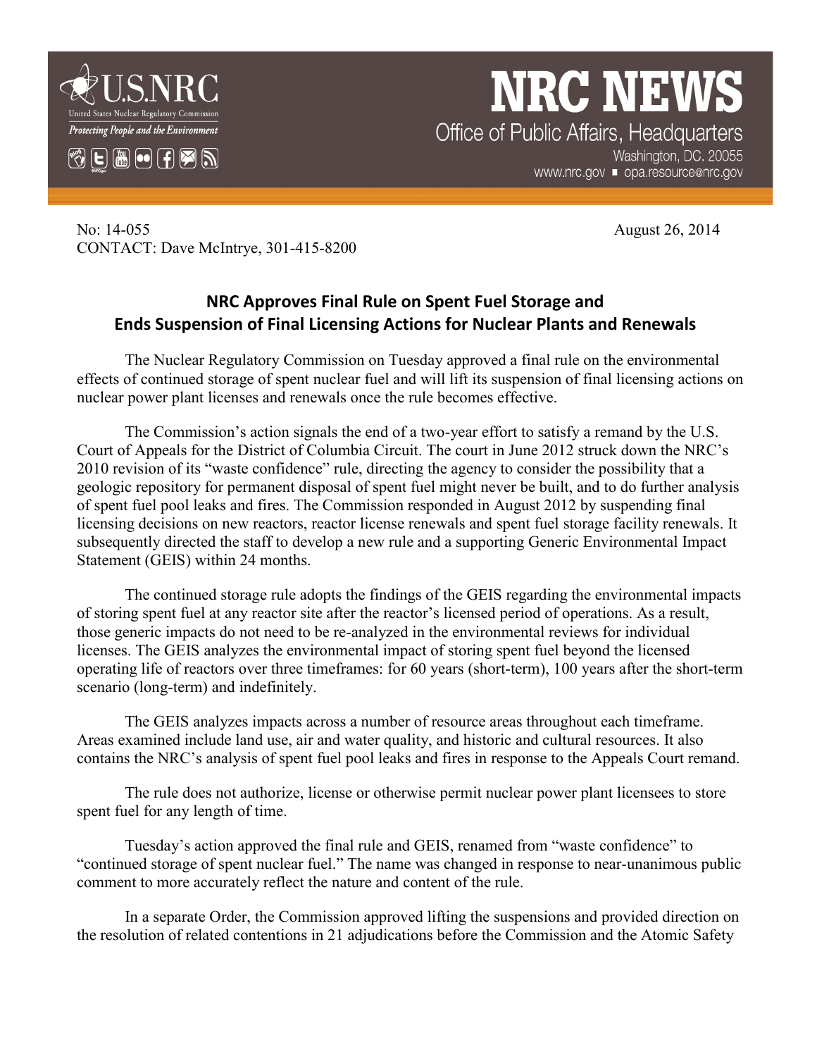U.S.NRC
United States Nuclear Regulatory Commission
*Protecting People and the Environment*

# NRC NEWS

Office of Public Affairs, Headquarters
Washington, DC. 20055
www.nrc.gov ■ opa.resource@nrc.gov

No: 14-055 August 26, 2014
CONTACT: Dave McIntrye, 301-415-8200

## NRC Approves Final Rule on Spent Fuel Storage and Ends Suspension of Final Licensing Actions for Nuclear Plants and Renewals

The Nuclear Regulatory Commission on Tuesday approved a final rule on the environmental effects of continued storage of spent nuclear fuel and will lift its suspension of final licensing actions on nuclear power plant licenses and renewals once the rule becomes effective.

The Commission's action signals the end of a two-year effort to satisfy a remand by the U.S. Court of Appeals for the District of Columbia Circuit. The court in June 2012 struck down the NRC's 2010 revision of its "waste confidence" rule, directing the agency to consider the possibility that a geologic repository for permanent disposal of spent fuel might never be built, and to do further analysis of spent fuel pool leaks and fires. The Commission responded in August 2012 by suspending final licensing decisions on new reactors, reactor license renewals and spent fuel storage facility renewals. It subsequently directed the staff to develop a new rule and a supporting Generic Environmental Impact Statement (GEIS) within 24 months.

The continued storage rule adopts the findings of the GEIS regarding the environmental impacts of storing spent fuel at any reactor site after the reactor's licensed period of operations. As a result, those generic impacts do not need to be re-analyzed in the environmental reviews for individual licenses. The GEIS analyzes the environmental impact of storing spent fuel beyond the licensed operating life of reactors over three timeframes: for 60 years (short-term), 100 years after the short-term scenario (long-term) and indefinitely.

The GEIS analyzes impacts across a number of resource areas throughout each timeframe. Areas examined include land use, air and water quality, and historic and cultural resources. It also contains the NRC's analysis of spent fuel pool leaks and fires in response to the Appeals Court remand.

The rule does not authorize, license or otherwise permit nuclear power plant licensees to store spent fuel for any length of time.

Tuesday's action approved the final rule and GEIS, renamed from "waste confidence" to "continued storage of spent nuclear fuel." The name was changed in response to near-unanimous public comment to more accurately reflect the nature and content of the rule.

In a separate Order, the Commission approved lifting the suspensions and provided direction on the resolution of related contentions in 21 adjudications before the Commission and the Atomic Safety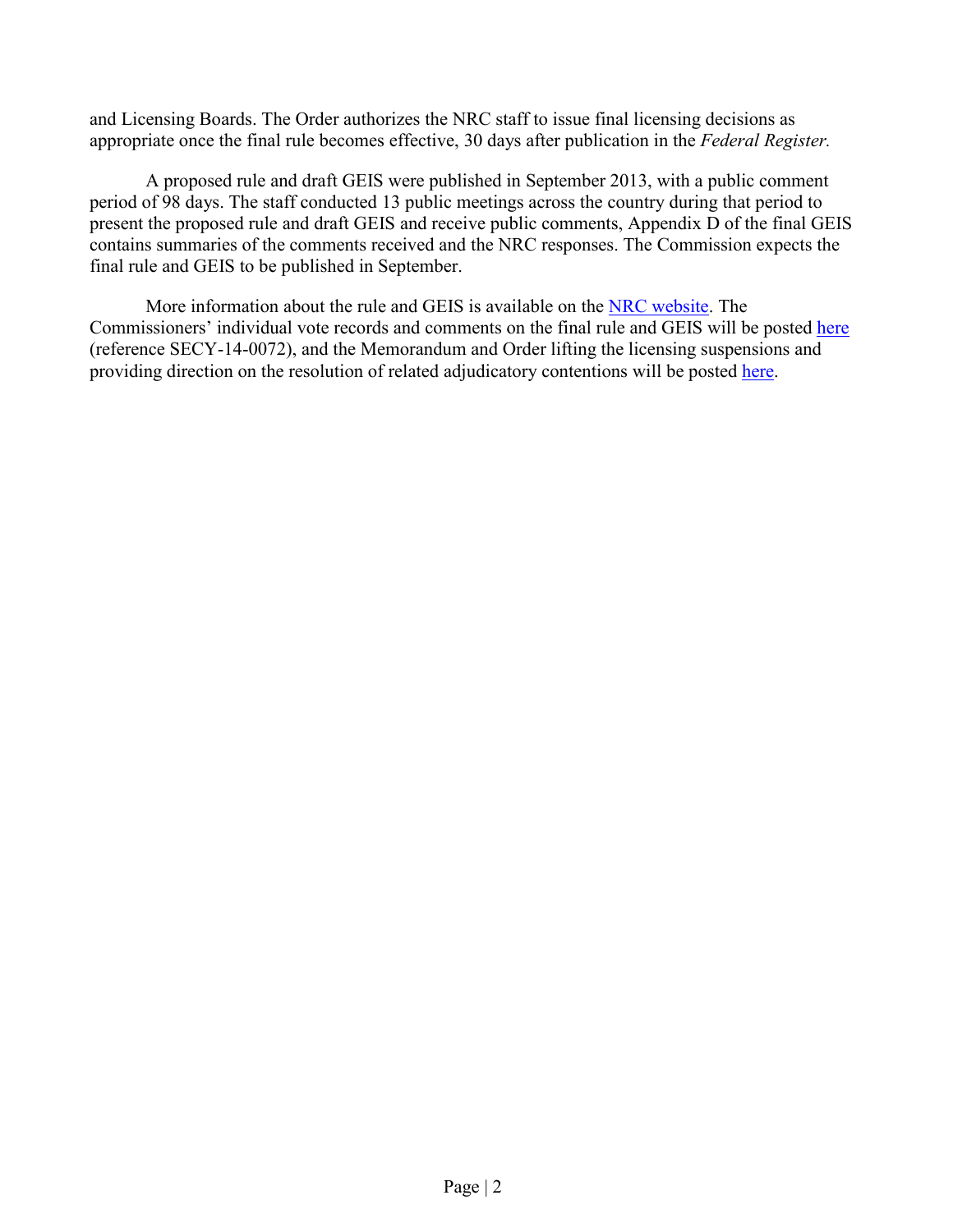and Licensing Boards. The Order authorizes the NRC staff to issue final licensing decisions as appropriate once the final rule becomes effective, 30 days after publication in the *Federal Register.*

A proposed rule and draft GEIS were published in September 2013, with a public comment period of 98 days. The staff conducted 13 public meetings across the country during that period to present the proposed rule and draft GEIS and receive public comments, Appendix D of the final GEIS contains summaries of the comments received and the NRC responses. The Commission expects the final rule and GEIS to be published in September.

More information about the rule and GEIS is available on the NRC website. The Commissioners' individual vote records and comments on the final rule and GEIS will be posted here (reference SECY-14-0072), and the Memorandum and Order lifting the licensing suspensions and providing direction on the resolution of related adjudicatory contentions will be posted here.